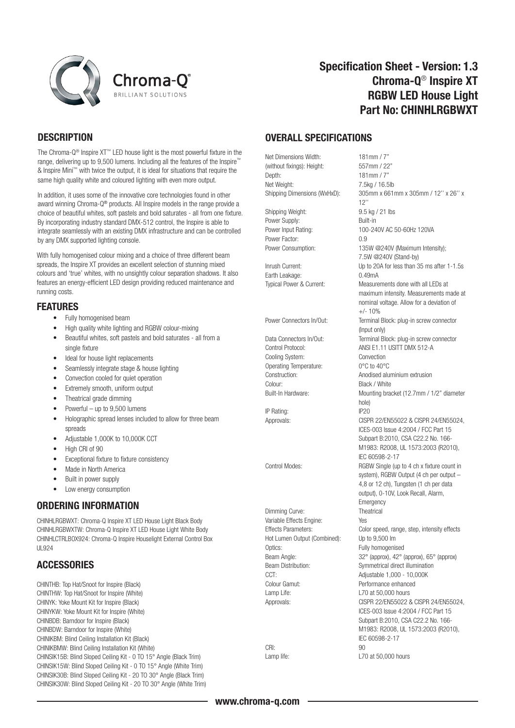# Specification Sheet - Version: 1.3
# Chroma-Q® Inspire XT
# RGBW LED House Light
# Part No: CHINHLRGBWXT

## DESCRIPTION

The Chroma-Q® Inspire XT™ LED house light is the most powerful fixture in the range, delivering up to 9,500 lumens. Including all the features of the Inspire™ & Inspire Mini™ with twice the output, it is ideal for situations that require the same high quality white and coloured lighting with even more output.

In addition, it uses some of the innovative core technologies found in other award winning Chroma-Q® products. All Inspire models in the range provide a choice of beautiful whites, soft pastels and bold saturates - all from one fixture. By incorporating industry standard DMX-512 control, the Inspire is able to integrate seamlessly with an existing DMX infrastructure and can be controlled by any DMX supported lighting console.

With fully homogenised colour mixing and a choice of three different beam spreads, the Inspire XT provides an excellent selection of stunning mixed colours and 'true' whites, with no unsightly colour separation shadows. It also features an energy-efficient LED design providing reduced maintenance and running costs.

## FEATURES

- Fully homogenised beam
- High quality white lighting and RGBW colour-mixing
- Beautiful whites, soft pastels and bold saturates - all from a single fixture
- Ideal for house light replacements
- Seamlessly integrate stage & house lighting
- Convection cooled for quiet operation
- Extremely smooth, uniform output
- Theatrical grade dimming
- Powerful – up to 9,500 lumens
- Holographic spread lenses included to allow for three beam spreads
- Adjustable 1,000K to 10,000K CCT
- High CRI of 90
- Exceptional fixture to fixture consistency
- Made in North America
- Built in power supply
- Low energy consumption

## ORDERING INFORMATION

CHINHLRGBWXT: Chroma-Q Inspire XT LED House Light Black Body
CHINHLRGBWXTW: Chroma-Q Inspire XT LED House Light White Body
CHINHLCTRLBOX924: Chroma-Q Inspire Houselight External Control Box UL924

## ACCESSORIES

CHINTHB: Top Hat/Snoot for Inspire (Black)
CHINTHW: Top Hat/Snoot for Inspire (White)
CHINYK: Yoke Mount Kit for Inspire (Black)
CHINYKW: Yoke Mount Kit for Inspire (White)
CHINBDB: Barndoor for Inspire (Black)
CHINBDW: Barndoor for Inspire (White)
CHINIKBM: Blind Ceiling Installation Kit (Black)
CHINIKBMW: Blind Ceiling Installation Kit (White)
CHINSIK15B: Blind Sloped Ceiling Kit - 0 TO 15° Angle (Black Trim)
CHINSIK15W: Blind Sloped Ceiling Kit - 0 TO 15° Angle (White Trim)
CHINSIK30B: Blind Sloped Ceiling Kit - 20 TO 30° Angle (Black Trim)
CHINSIK30W: Blind Sloped Ceiling Kit - 20 TO 30° Angle (White Trim)

## OVERALL SPECIFICATIONS

| | |
|---|---|
| Net Dimensions Width: | 181mm / 7" |
| (without fixings): Height: | 557mm / 22" |
| Depth: | 181mm / 7" |
| Net Weight: | 7.5kg / 16.5lb |
| Shipping Dimensions (WxHxD): | 305mm x 661mm x 305mm / 12'' x 26'' x 12'' |
| Shipping Weight: | 9.5 kg / 21 lbs |
| Power Supply: | Built-in |
| Power Input Rating: | 100-240V AC 50-60Hz 120VA |
| Power Factor: | 0.9 |
| Power Consumption: | 135W @240V (Maximum Intensity); 7.5W @240V (Stand-by) |
| Inrush Current: | Up to 20A for less than 35 ms after 1-1.5s |
| Earth Leakage: | 0.49mA |
| Typical Power & Current: | Measurements done with all LEDs at maximum intensity. Measurements made at nominal voltage. Allow for a deviation of +/- 10% |
| Power Connectors In/Out: | Terminal Block: plug-in screw connector (Input only) |
| Data Connectors In/Out: | Terminal Block: plug-in screw connector |
| Control Protocol: | ANSI E1.11 USITT DMX 512-A |
| Cooling System: | Convection |
| Operating Temperature: | 0°C to 40°C |
| Construction: | Anodised aluminium extrusion |
| Colour: | Black / White |
| Built-In Hardware: | Mounting bracket (12.7mm / 1/2" diameter hole) |
| IP Rating: | IP20 |
| Approvals: | CISPR 22/EN55022 & CISPR 24/EN55024, ICES-003 Issue 4:2004 / FCC Part 15 Subpart B:2010, CSA C22.2 No. 166-M1983: R2008, UL 1573:2003 (R2010), IEC 60598-2-17 |
| Control Modes: | RGBW Single (up to 4 ch x fixture count in system), RGBW Output (4 ch per output – 4,8 or 12 ch), Tungsten (1 ch per data output), 0-10V, Look Recall, Alarm, Emergency |
| Dimming Curve: | Theatrical |
| Variable Effects Engine: | Yes |
| Effects Parameters: | Color speed, range, step, intensity effects |
| Hot Lumen Output (Combined): | Up to 9,500 lm |
| Optics: | Fully homogenised |
| Beam Angle: | 32° (approx), 42° (approx), 65° (approx) |
| Beam Distribution: | Symmetrical direct illumination |
| CCT: | Adjustable 1,000 - 10,000K |
| Colour Gamut: | Performance enhanced |
| Lamp Life: | L70 at 50,000 hours |
| Approvals: | CISPR 22/EN55022 & CISPR 24/EN55024, ICES-003 Issue 4:2004 / FCC Part 15 Subpart B:2010, CSA C22.2 No. 166-M1983: R2008, UL 1573:2003 (R2010), IEC 60598-2-17 |
| CRI: | 90 |
| Lamp life: | L70 at 50,000 hours |

www.chroma-q.com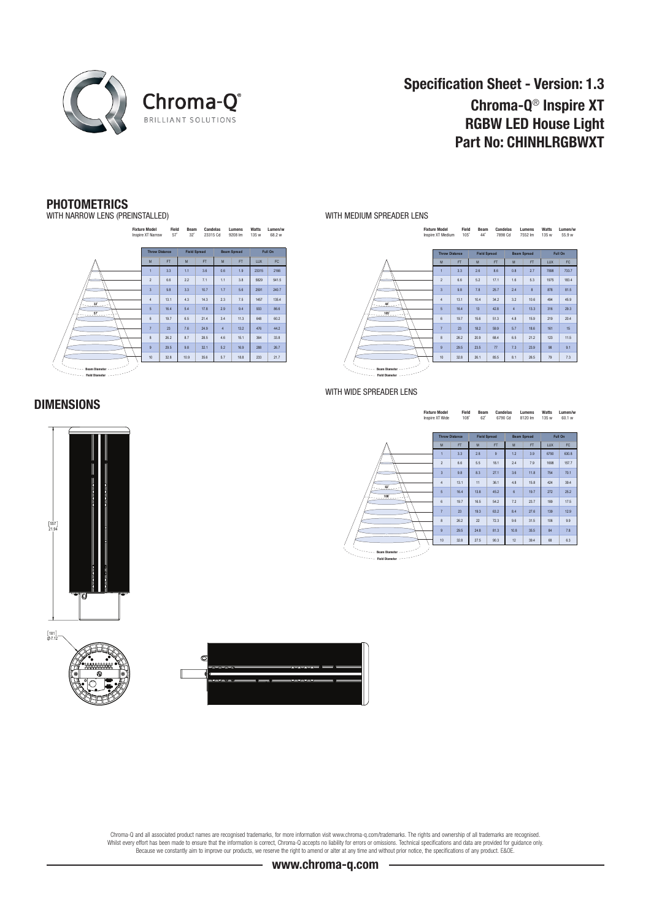# Specification Sheet - Version: 1.3

## Chroma-Q® Inspire XT RGBW LED House Light Part No: CHINHLRGBWXT

## PHOTOMETRICS

WITH NARROW LENS (PREINSTALLED)

| Fixture Model | Field | Beam | Candelas | Lumens | Watts | Lumen/w |
|---|---|---|---|---|---|---|
| Inspire XT Narrow | 57° | 32° | 23315 Cd | 9208 lm | 135 w | 68.2 w |

| Throw Distance | | Field Spread | | Beam Spread | | Full On | |
|---|---|---|---|---|---|---|---|
| M | FT | M | FT | M | FT | LUX | FC |
| 1 | 3.3 | 1.1 | 3.6 | 0.6 | 1.9 | 23315 | 2166 |
| 2 | 6.6 | 2.2 | 7.1 | 1.1 | 3.8 | 5829 | 541.5 |
| 3 | 9.8 | 3.3 | 10.7 | 1.7 | 5.6 | 2591 | 240.7 |
| 4 | 13.1 | 4.3 | 14.3 | 2.3 | 7.5 | 1457 | 135.4 |
| 5 | 16.4 | 5.4 | 17.8 | 2.9 | 9.4 | 933 | 86.6 |
| 6 | 19.7 | 6.5 | 21.4 | 3.4 | 11.3 | 648 | 60.2 |
| 7 | 23 | 7.6 | 24.9 | 4 | 13.2 | 476 | 44.2 |
| 8 | 26.2 | 8.7 | 28.5 | 4.6 | 15.1 | 364 | 33.8 |
| 9 | 29.5 | 9.8 | 32.1 | 5.2 | 16.9 | 288 | 26.7 |
| 10 | 32.8 | 10.9 | 35.6 | 5.7 | 18.8 | 233 | 21.7 |

32°
57°
Beam Diameter
Field Diameter

WITH MEDIUM SPREADER LENS

| Fixture Model | Field | Beam | Candelas | Lumens | Watts | Lumen/w |
|---|---|---|---|---|---|---|
| Inspire XT Medium | 105° | 44° | 7898 Cd | 7552 lm | 135 w | 55.9 w |

| Throw Distance | | Field Spread | | Beam Spread | | Full On | |
|---|---|---|---|---|---|---|---|
| M | FT | M | FT | M | FT | LUX | FC |
| 1 | 3.3 | 2.6 | 8.6 | 0.8 | 2.7 | 7898 | 733.7 |
| 2 | 6.6 | 5.2 | 17.1 | 1.6 | 5.3 | 1975 | 183.4 |
| 3 | 9.8 | 7.8 | 25.7 | 2.4 | 8 | 878 | 81.5 |
| 4 | 13.1 | 10.4 | 34.2 | 3.2 | 10.6 | 494 | 45.9 |
| 5 | 16.4 | 13 | 42.8 | 4 | 13.3 | 316 | 29.3 |
| 6 | 19.7 | 15.6 | 51.3 | 4.8 | 15.9 | 219 | 20.4 |
| 7 | 23 | 18.2 | 59.9 | 5.7 | 18.6 | 161 | 15 |
| 8 | 26.2 | 20.9 | 68.4 | 6.5 | 21.2 | 123 | 11.5 |
| 9 | 29.5 | 23.5 | 77 | 7.3 | 23.9 | 98 | 9.1 |
| 10 | 32.8 | 26.1 | 85.5 | 8.1 | 26.5 | 79 | 7.3 |

44°
105°
Beam Diameter
Field Diameter

WITH WIDE SPREADER LENS

| Fixture Model | Field | Beam | Candelas | Lumens | Watts | Lumen/w |
|---|---|---|---|---|---|---|
| Inspire XT Wide | 108° | 62° | 6790 Cd | 8120 lm | 135 w | 60.1 w |

| Throw Distance | | Field Spread | | Beam Spread | | Full On | |
|---|---|---|---|---|---|---|---|
| M | FT | M | FT | M | FT | LUX | FC |
| 1 | 3.3 | 2.8 | 9 | 1.2 | 3.9 | 6790 | 630.8 |
| 2 | 6.6 | 5.5 | 18.1 | 2.4 | 7.9 | 1698 | 157.7 |
| 3 | 9.8 | 8.3 | 27.1 | 3.6 | 11.8 | 754 | 70.1 |
| 4 | 13.1 | 11 | 36.1 | 4.8 | 15.8 | 424 | 39.4 |
| 5 | 16.4 | 13.8 | 45.2 | 6 | 19.7 | 272 | 25.2 |
| 6 | 19.7 | 16.5 | 54.2 | 7.2 | 23.7 | 189 | 17.5 |
| 7 | 23 | 19.3 | 63.2 | 8.4 | 27.6 | 139 | 12.9 |
| 8 | 26.2 | 22 | 72.3 | 9.6 | 31.5 | 106 | 9.9 |
| 9 | 29.5 | 24.8 | 81.3 | 10.8 | 35.5 | 84 | 7.8 |
| 10 | 32.8 | 27.5 | 90.3 | 12 | 39.4 | 68 | 6.3 |

62°
108°
Beam Diameter
Field Diameter

## DIMENSIONS

[557]
21.94

[181]
Ø7.12

Chroma-Q and all associated product names are recognised trademarks, for more information visit www.chroma-q.com/trademarks. The rights and ownership of all trademarks are recognised. Whilst every effort has been made to ensure that the information is correct, Chroma-Q accepts no liability for errors or omissions. Technical specifications and data are provided for guidance only. Because we constantly aim to improve our products, we reserve the right to amend or alter at any time and without prior notice, the specifications of any product. E&OE.

**www.chroma-q.com**